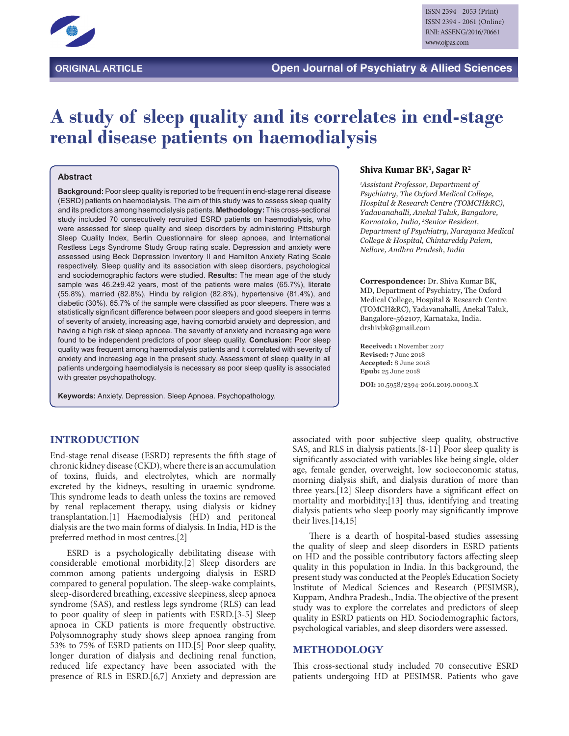ORIGINAL ARTICLE

# A study of sleep quality and its correlates in end-stage renal disease patients on haemodialysis

**Shiva Kumar BK[1], Sagar R[2]**

*[1]Assistant Professor, Department of Psychiatry, The Oxford Medical College, Hospital & Research Centre (TOMCH&RC), Yadavanahalli, Anekal Taluk, Bangalore, Karnataka, India, [2]Senior Resident, Department of Psychiatry, Narayana Medical College & Hospital, Chintareddy Palem, Nellore, Andhra Pradesh, India*

**Correspondence:** Dr. Shiva Kumar BK, MD, Department of Psychiatry, The Oxford Medical College, Hospital & Research Centre (TOMCH&RC), Yadavanahalli, Anekal Taluk, Bangalore-562107, Karnataka, India. drshivbk@gmail.com

**Received:** 1 November 2017
**Revised:** 7 June 2018
**Accepted:** 8 June 2018
**Epub:** 25 June 2018

**DOI:** 10.5958/2394-2061.2019.00003.X

## Abstract

**Background:** Poor sleep quality is reported to be frequent in end-stage renal disease (ESRD) patients on haemodialysis. The aim of this study was to assess sleep quality and its predictors among haemodialysis patients. **Methodology:** This cross-sectional study included 70 consecutively recruited ESRD patients on haemodialysis, who were assessed for sleep quality and sleep disorders by administering Pittsburgh Sleep Quality Index, Berlin Questionnaire for sleep apnoea, and International Restless Legs Syndrome Study Group rating scale. Depression and anxiety were assessed using Beck Depression Inventory II and Hamilton Anxiety Rating Scale respectively. Sleep quality and its association with sleep disorders, psychological and sociodemographic factors were studied. **Results:** The mean age of the study sample was 46.2±9.42 years, most of the patients were males (65.7%), literate (55.8%), married (82.8%), Hindu by religion (82.8%), hypertensive (81.4%), and diabetic (30%). 65.7% of the sample were classified as poor sleepers. There was a statistically significant difference between poor sleepers and good sleepers in terms of severity of anxiety, increasing age, having comorbid anxiety and depression, and having a high risk of sleep apnoea. The severity of anxiety and increasing age were found to be independent predictors of poor sleep quality. **Conclusion:** Poor sleep quality was frequent among haemodialysis patients and it correlated with severity of anxiety and increasing age in the present study. Assessment of sleep quality in all patients undergoing haemodialysis is necessary as poor sleep quality is associated with greater psychopathology.

**Keywords:** Anxiety. Depression. Sleep Apnoea. Psychopathology.

## INTRODUCTION

End-stage renal disease (ESRD) represents the fifth stage of chronic kidney disease (CKD), where there is an accumulation of toxins, fluids, and electrolytes, which are normally excreted by the kidneys, resulting in uraemic syndrome. This syndrome leads to death unless the toxins are removed by renal replacement therapy, using dialysis or kidney transplantation.[1] Haemodialysis (HD) and peritoneal dialysis are the two main forms of dialysis. In India, HD is the preferred method in most centres.[2]

ESRD is a psychologically debilitating disease with considerable emotional morbidity.[2] Sleep disorders are common among patients undergoing dialysis in ESRD compared to general population. The sleep-wake complaints, sleep-disordered breathing, excessive sleepiness, sleep apnoea syndrome (SAS), and restless legs syndrome (RLS) can lead to poor quality of sleep in patients with ESRD.[3-5] Sleep apnoea in CKD patients is more frequently obstructive. Polysomnography study shows sleep apnoea ranging from 53% to 75% of ESRD patients on HD.[5] Poor sleep quality, longer duration of dialysis and declining renal function, reduced life expectancy have been associated with the presence of RLS in ESRD.[6,7] Anxiety and depression are associated with poor subjective sleep quality, obstructive SAS, and RLS in dialysis patients.[8-11] Poor sleep quality is significantly associated with variables like being single, older age, female gender, overweight, low socioeconomic status, morning dialysis shift, and dialysis duration of more than three years.[12] Sleep disorders have a significant effect on mortality and morbidity;[13] thus, identifying and treating dialysis patients who sleep poorly may significantly improve their lives.[14,15]

There is a dearth of hospital-based studies assessing the quality of sleep and sleep disorders in ESRD patients on HD and the possible contributory factors affecting sleep quality in this population in India. In this background, the present study was conducted at the People's Education Society Institute of Medical Sciences and Research (PESIMSR), Kuppam, Andhra Pradesh., India. The objective of the present study was to explore the correlates and predictors of sleep quality in ESRD patients on HD. Sociodemographic factors, psychological variables, and sleep disorders were assessed.

## METHODOLOGY

This cross-sectional study included 70 consecutive ESRD patients undergoing HD at PESIMSR. Patients who gave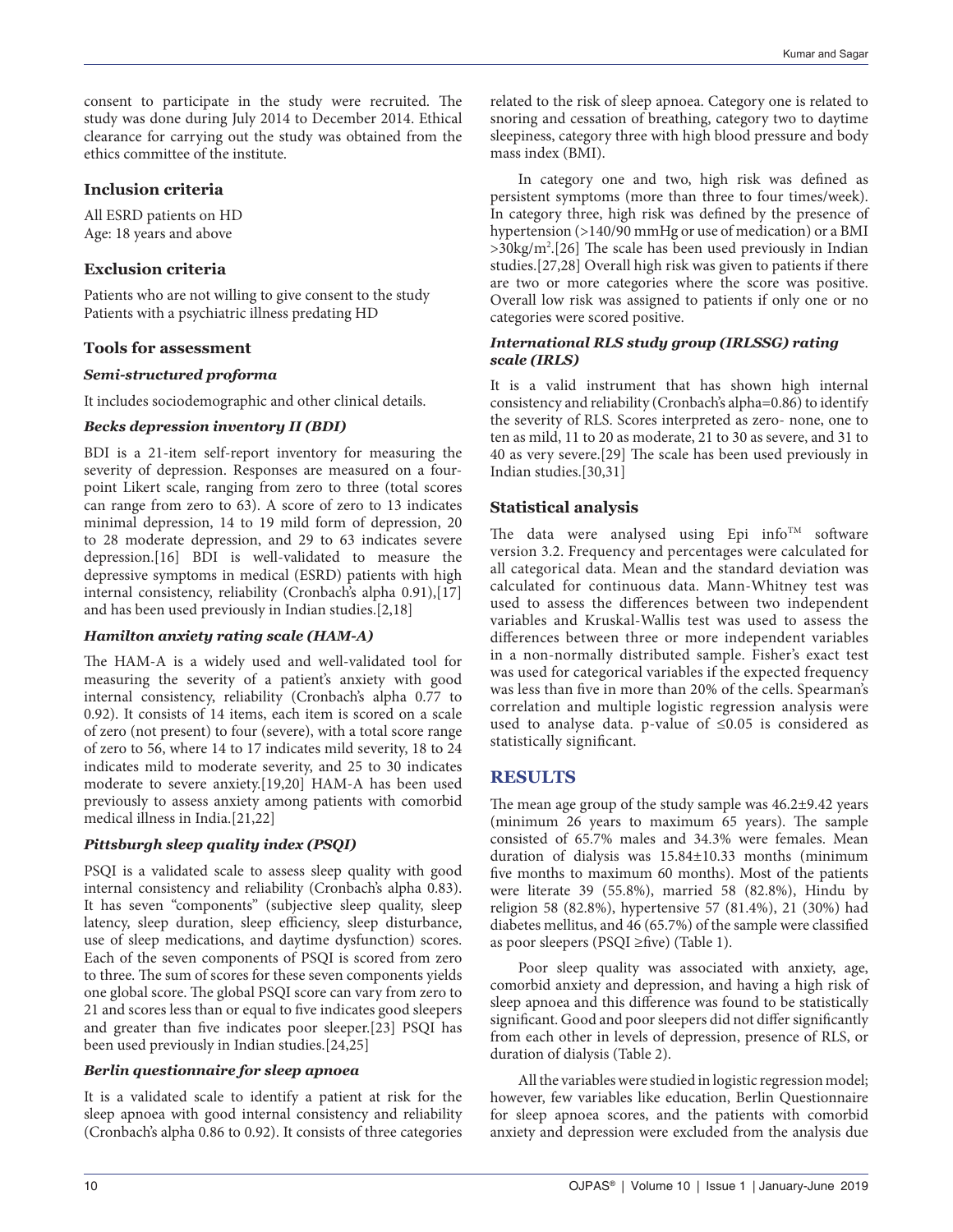consent to participate in the study were recruited. The study was done during July 2014 to December 2014. Ethical clearance for carrying out the study was obtained from the ethics committee of the institute.

### Inclusion criteria

All ESRD patients on HD
Age: 18 years and above

### Exclusion criteria

Patients who are not willing to give consent to the study
Patients with a psychiatric illness predating HD

### Tools for assessment

#### *Semi-structured proforma*

It includes sociodemographic and other clinical details.

#### *Becks depression inventory II (BDI)*

BDI is a 21-item self-report inventory for measuring the severity of depression. Responses are measured on a four-point Likert scale, ranging from zero to three (total scores can range from zero to 63). A score of zero to 13 indicates minimal depression, 14 to 19 mild form of depression, 20 to 28 moderate depression, and 29 to 63 indicates severe depression.[16] BDI is well-validated to measure the depressive symptoms in medical (ESRD) patients with high internal consistency, reliability (Cronbach's alpha 0.91),[17] and has been used previously in Indian studies.[2,18]

#### *Hamilton anxiety rating scale (HAM-A)*

The HAM-A is a widely used and well-validated tool for measuring the severity of a patient's anxiety with good internal consistency, reliability (Cronbach's alpha 0.77 to 0.92). It consists of 14 items, each item is scored on a scale of zero (not present) to four (severe), with a total score range of zero to 56, where 14 to 17 indicates mild severity, 18 to 24 indicates mild to moderate severity, and 25 to 30 indicates moderate to severe anxiety.[19,20] HAM-A has been used previously to assess anxiety among patients with comorbid medical illness in India.[21,22]

#### *Pittsburgh sleep quality index (PSQI)*

PSQI is a validated scale to assess sleep quality with good internal consistency and reliability (Cronbach's alpha 0.83). It has seven "components" (subjective sleep quality, sleep latency, sleep duration, sleep efficiency, sleep disturbance, use of sleep medications, and daytime dysfunction) scores. Each of the seven components of PSQI is scored from zero to three. The sum of scores for these seven components yields one global score. The global PSQI score can vary from zero to 21 and scores less than or equal to five indicates good sleepers and greater than five indicates poor sleeper.[23] PSQI has been used previously in Indian studies.[24,25]

#### *Berlin questionnaire for sleep apnoea*

It is a validated scale to identify a patient at risk for the sleep apnoea with good internal consistency and reliability (Cronbach's alpha 0.86 to 0.92). It consists of three categories related to the risk of sleep apnoea. Category one is related to snoring and cessation of breathing, category two to daytime sleepiness, category three with high blood pressure and body mass index (BMI).

In category one and two, high risk was defined as persistent symptoms (more than three to four times/week). In category three, high risk was defined by the presence of hypertension (>140/90 mmHg or use of medication) or a BMI >30kg/m$^2$.[26] The scale has been used previously in Indian studies.[27,28] Overall high risk was given to patients if there are two or more categories where the score was positive. Overall low risk was assigned to patients if only one or no categories were scored positive.

#### *International RLS study group (IRLSSG) rating scale (IRLS)*

It is a valid instrument that has shown high internal consistency and reliability (Cronbach's alpha=0.86) to identify the severity of RLS. Scores interpreted as zero- none, one to ten as mild, 11 to 20 as moderate, 21 to 30 as severe, and 31 to 40 as very severe.[29] The scale has been used previously in Indian studies.[30,31]

### Statistical analysis

The data were analysed using Epi info™ software version 3.2. Frequency and percentages were calculated for all categorical data. Mean and the standard deviation was calculated for continuous data. Mann-Whitney test was used to assess the differences between two independent variables and Kruskal-Wallis test was used to assess the differences between three or more independent variables in a non-normally distributed sample. Fisher's exact test was used for categorical variables if the expected frequency was less than five in more than 20% of the cells. Spearman's correlation and multiple logistic regression analysis were used to analyse data. p-value of ≤0.05 is considered as statistically significant.

## RESULTS

The mean age group of the study sample was 46.2±9.42 years (minimum 26 years to maximum 65 years). The sample consisted of 65.7% males and 34.3% were females. Mean duration of dialysis was 15.84±10.33 months (minimum five months to maximum 60 months). Most of the patients were literate 39 (55.8%), married 58 (82.8%), Hindu by religion 58 (82.8%), hypertensive 57 (81.4%), 21 (30%) had diabetes mellitus, and 46 (65.7%) of the sample were classified as poor sleepers (PSQI ≥five) (Table 1).

Poor sleep quality was associated with anxiety, age, comorbid anxiety and depression, and having a high risk of sleep apnoea and this difference was found to be statistically significant. Good and poor sleepers did not differ significantly from each other in levels of depression, presence of RLS, or duration of dialysis (Table 2).

All the variables were studied in logistic regression model; however, few variables like education, Berlin Questionnaire for sleep apnoea scores, and the patients with comorbid anxiety and depression were excluded from the analysis due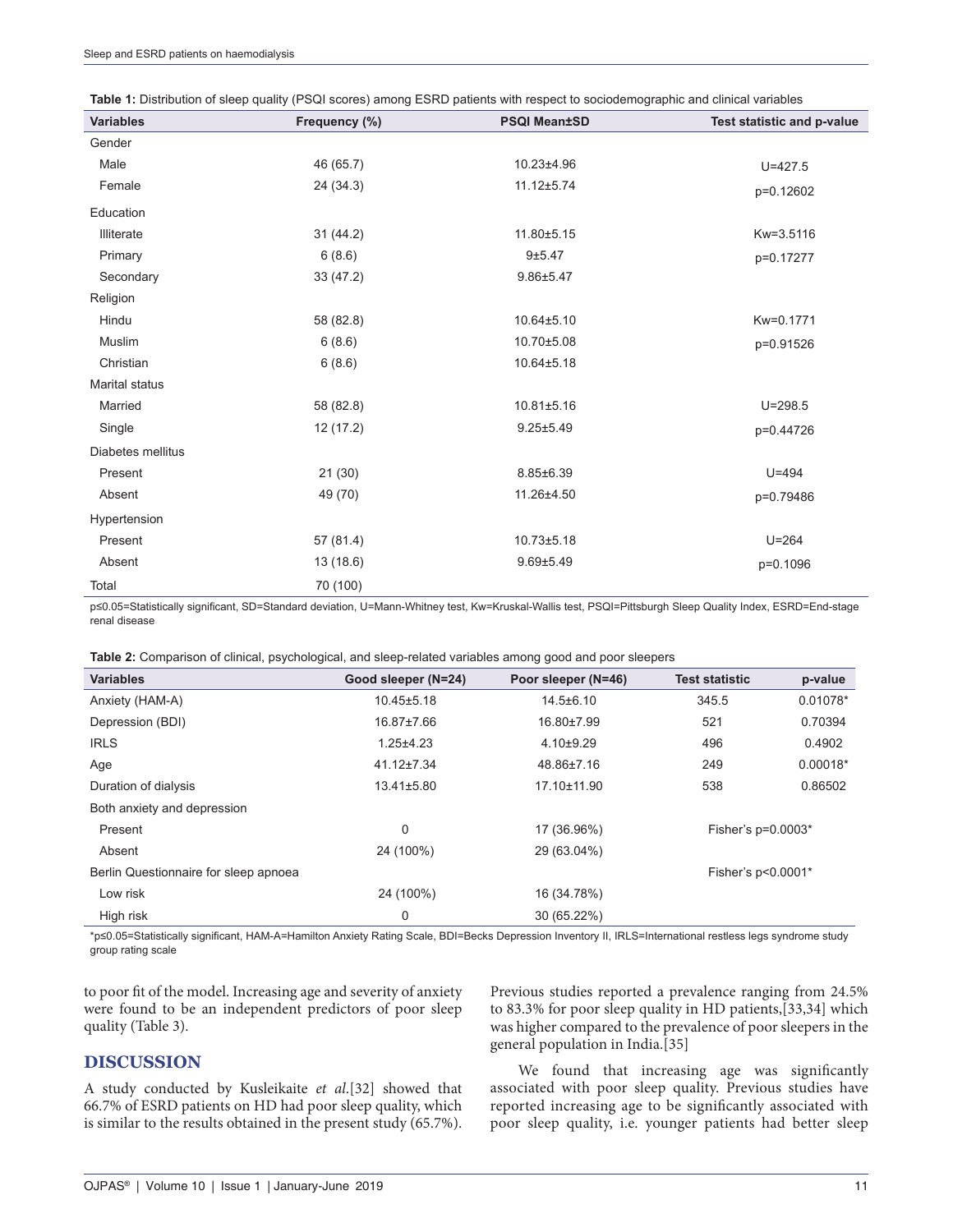**Table 1:** Distribution of sleep quality (PSQI scores) among ESRD patients with respect to sociodemographic and clinical variables

| Variables | Frequency (%) | PSQI Mean±SD | Test statistic and p-value |
|---|---|---|---|
| Gender | | | |
| Male | 46 (65.7) | 10.23±4.96 | U=427.5 |
| Female | 24 (34.3) | 11.12±5.74 | p=0.12602 |
| Education | | | |
| Illiterate | 31 (44.2) | 11.80±5.15 | Kw=3.5116 |
| Primary | 6 (8.6) | 9±5.47 | p=0.17277 |
| Secondary | 33 (47.2) | 9.86±5.47 | |
| Religion | | | |
| Hindu | 58 (82.8) | 10.64±5.10 | Kw=0.1771 |
| Muslim | 6 (8.6) | 10.70±5.08 | p=0.91526 |
| Christian | 6 (8.6) | 10.64±5.18 | |
| Marital status | | | |
| Married | 58 (82.8) | 10.81±5.16 | U=298.5 |
| Single | 12 (17.2) | 9.25±5.49 | p=0.44726 |
| Diabetes mellitus | | | |
| Present | 21 (30) | 8.85±6.39 | U=494 |
| Absent | 49 (70) | 11.26±4.50 | p=0.79486 |
| Hypertension | | | |
| Present | 57 (81.4) | 10.73±5.18 | U=264 |
| Absent | 13 (18.6) | 9.69±5.49 | p=0.1096 |
| Total | 70 (100) | | |

p≤0.05=Statistically significant, SD=Standard deviation, U=Mann-Whitney test, Kw=Kruskal-Wallis test, PSQI=Pittsburgh Sleep Quality Index, ESRD=End-stage renal disease

**Table 2:** Comparison of clinical, psychological, and sleep-related variables among good and poor sleepers

| Variables | Good sleeper (N=24) | Poor sleeper (N=46) | Test statistic | p-value |
|---|---|---|---|---|
| Anxiety (HAM-A) | 10.45±5.18 | 14.5±6.10 | 345.5 | 0.01078* |
| Depression (BDI) | 16.87±7.66 | 16.80±7.99 | 521 | 0.70394 |
| IRLS | 1.25±4.23 | 4.10±9.29 | 496 | 0.4902 |
| Age | 41.12±7.34 | 48.86±7.16 | 249 | 0.00018* |
| Duration of dialysis | 13.41±5.80 | 17.10±11.90 | 538 | 0.86502 |
| Both anxiety and depression | | | | |
| Present | 0 | 17 (36.96%) | Fisher's p=0.0003* | |
| Absent | 24 (100%) | 29 (63.04%) | | |
| Berlin Questionnaire for sleep apnoea | | | Fisher's p<0.0001* | |
| Low risk | 24 (100%) | 16 (34.78%) | | |
| High risk | 0 | 30 (65.22%) | | |

*p≤0.05=Statistically significant, HAM-A=Hamilton Anxiety Rating Scale, BDI=Becks Depression Inventory II, IRLS=International restless legs syndrome study group rating scale

to poor fit of the model. Increasing age and severity of anxiety were found to be an independent predictors of poor sleep quality (Table 3).

## DISCUSSION

A study conducted by Kusleikaite *et al.*[32] showed that 66.7% of ESRD patients on HD had poor sleep quality, which is similar to the results obtained in the present study (65.7%). Previous studies reported a prevalence ranging from 24.5% to 83.3% for poor sleep quality in HD patients,[33,34] which was higher compared to the prevalence of poor sleepers in the general population in India.[35]

We found that increasing age was significantly associated with poor sleep quality. Previous studies have reported increasing age to be significantly associated with poor sleep quality, i.e. younger patients had better sleep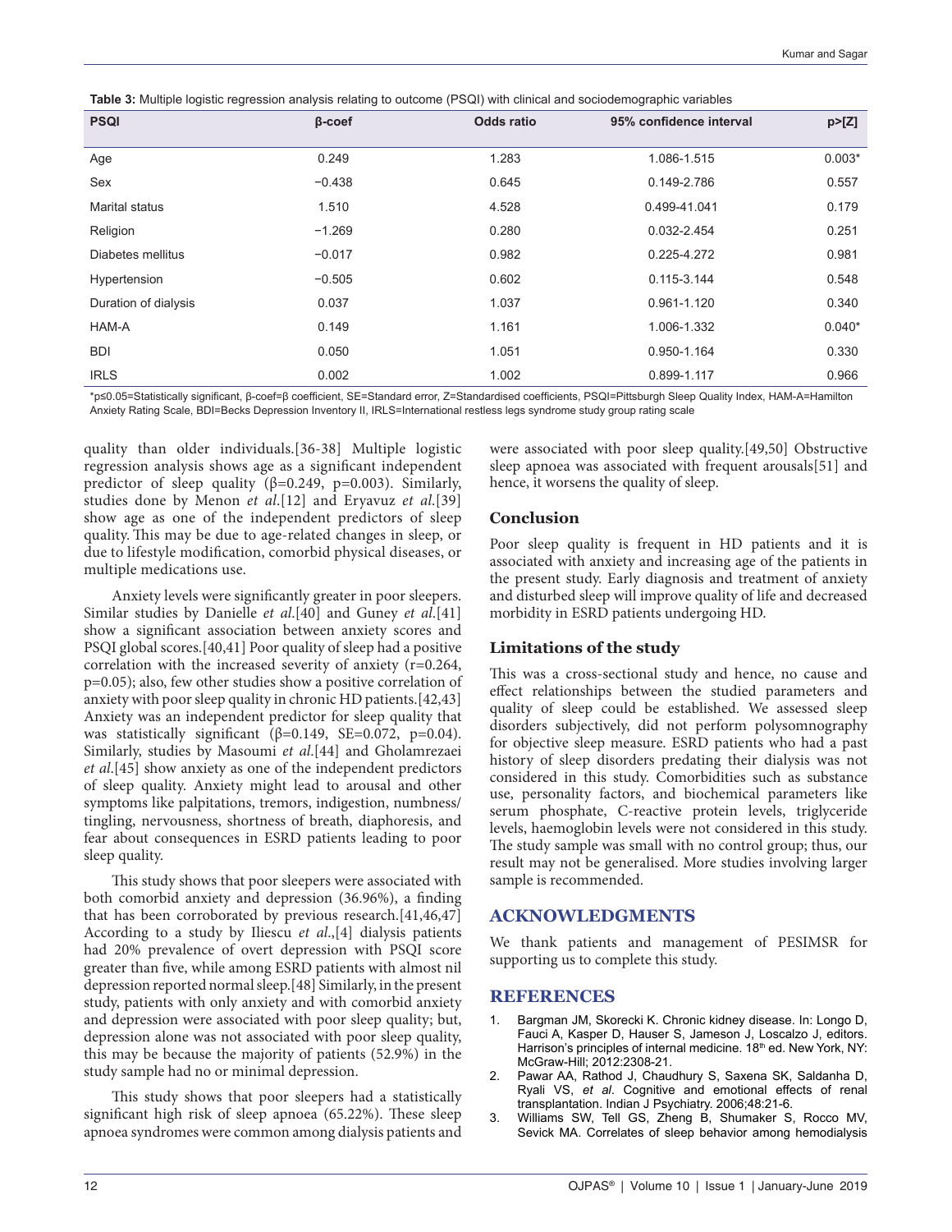**Table 3:** Multiple logistic regression analysis relating to outcome (PSQI) with clinical and sociodemographic variables

| PSQI | β-coef | Odds ratio | 95% confidence interval | p>[Z] |
|---|---|---|---|---|
| Age | 0.249 | 1.283 | 1.086-1.515 | 0.003* |
| Sex | −0.438 | 0.645 | 0.149-2.786 | 0.557 |
| Marital status | 1.510 | 4.528 | 0.499-41.041 | 0.179 |
| Religion | −1.269 | 0.280 | 0.032-2.454 | 0.251 |
| Diabetes mellitus | −0.017 | 0.982 | 0.225-4.272 | 0.981 |
| Hypertension | −0.505 | 0.602 | 0.115-3.144 | 0.548 |
| Duration of dialysis | 0.037 | 1.037 | 0.961-1.120 | 0.340 |
| HAM-A | 0.149 | 1.161 | 1.006-1.332 | 0.040* |
| BDI | 0.050 | 1.051 | 0.950-1.164 | 0.330 |
| IRLS | 0.002 | 1.002 | 0.899-1.117 | 0.966 |

*p≤0.05=Statistically significant, β-coef=β coefficient, SE=Standard error, Z=Standardised coefficients, PSQI=Pittsburgh Sleep Quality Index, HAM-A=Hamilton Anxiety Rating Scale, BDI=Becks Depression Inventory II, IRLS=International restless legs syndrome study group rating scale

quality than older individuals.[36-38] Multiple logistic regression analysis shows age as a significant independent predictor of sleep quality (β=0.249, p=0.003). Similarly, studies done by Menon *et al*.[12] and Eryavuz *et al*.[39] show age as one of the independent predictors of sleep quality. This may be due to age-related changes in sleep, or due to lifestyle modification, comorbid physical diseases, or multiple medications use.

Anxiety levels were significantly greater in poor sleepers. Similar studies by Danielle *et al*.[40] and Guney *et al*.[41] show a significant association between anxiety scores and PSQI global scores.[40,41] Poor quality of sleep had a positive correlation with the increased severity of anxiety (r=0.264, p=0.05); also, few other studies show a positive correlation of anxiety with poor sleep quality in chronic HD patients.[42,43] Anxiety was an independent predictor for sleep quality that was statistically significant (β=0.149, SE=0.072, p=0.04). Similarly, studies by Masoumi *et al*.[44] and Gholamrezaei *et al*.[45] show anxiety as one of the independent predictors of sleep quality. Anxiety might lead to arousal and other symptoms like palpitations, tremors, indigestion, numbness/tingling, nervousness, shortness of breath, diaphoresis, and fear about consequences in ESRD patients leading to poor sleep quality.

This study shows that poor sleepers were associated with both comorbid anxiety and depression (36.96%), a finding that has been corroborated by previous research.[41,46,47] According to a study by Iliescu *et al*.,[4] dialysis patients had 20% prevalence of overt depression with PSQI score greater than five, while among ESRD patients with almost nil depression reported normal sleep.[48] Similarly, in the present study, patients with only anxiety and with comorbid anxiety and depression were associated with poor sleep quality; but, depression alone was not associated with poor sleep quality, this may be because the majority of patients (52.9%) in the study sample had no or minimal depression.

This study shows that poor sleepers had a statistically significant high risk of sleep apnoea (65.22%). These sleep apnoea syndromes were common among dialysis patients and were associated with poor sleep quality.[49,50] Obstructive sleep apnoea was associated with frequent arousals[51] and hence, it worsens the quality of sleep.

### Conclusion

Poor sleep quality is frequent in HD patients and it is associated with anxiety and increasing age of the patients in the present study. Early diagnosis and treatment of anxiety and disturbed sleep will improve quality of life and decreased morbidity in ESRD patients undergoing HD.

### Limitations of the study

This was a cross-sectional study and hence, no cause and effect relationships between the studied parameters and quality of sleep could be established. We assessed sleep disorders subjectively, did not perform polysomnography for objective sleep measure. ESRD patients who had a past history of sleep disorders predating their dialysis was not considered in this study. Comorbidities such as substance use, personality factors, and biochemical parameters like serum phosphate, C-reactive protein levels, triglyceride levels, haemoglobin levels were not considered in this study. The study sample was small with no control group; thus, our result may not be generalised. More studies involving larger sample is recommended.

## ACKNOWLEDGMENTS

We thank patients and management of PESIMSR for supporting us to complete this study.

## REFERENCES

1. Bargman JM, Skorecki K. Chronic kidney disease. In: Longo D, Fauci A, Kasper D, Hauser S, Jameson J, Loscalzo J, editors. Harrison's principles of internal medicine. 18th ed. New York, NY: McGraw-Hill; 2012:2308-21.
2. Pawar AA, Rathod J, Chaudhury S, Saxena SK, Saldanha D, Ryali VS, *et al*. Cognitive and emotional effects of renal transplantation. Indian J Psychiatry. 2006;48:21-6.
3. Williams SW, Tell GS, Zheng B, Shumaker S, Rocco MV, Sevick MA. Correlates of sleep behavior among hemodialysis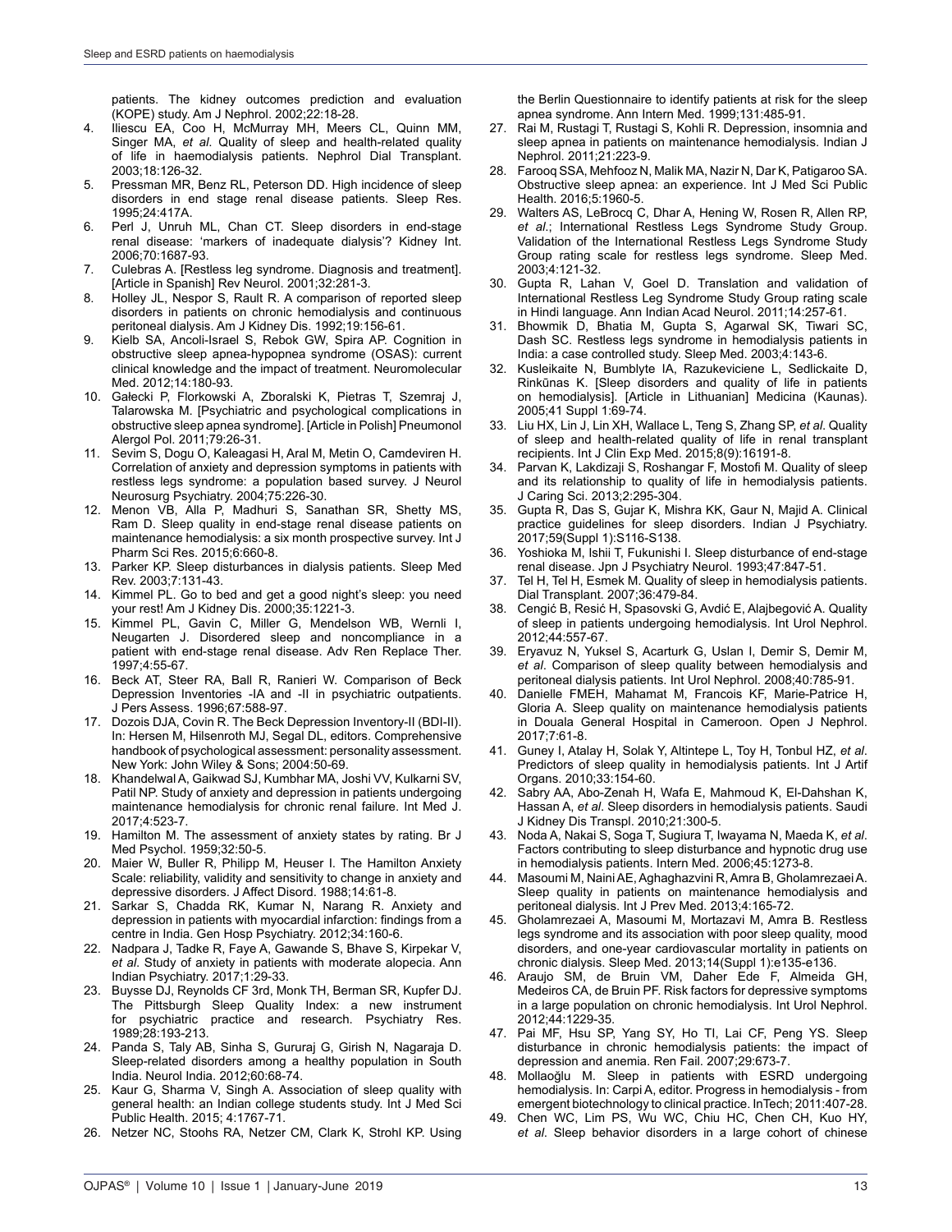patients. The kidney outcomes prediction and evaluation (KOPE) study. Am J Nephrol. 2002;22:18-28.

4. Iliescu EA, Coo H, McMurray MH, Meers CL, Quinn MM, Singer MA, *et al*. Quality of sleep and health-related quality of life in haemodialysis patients. Nephrol Dial Transplant. 2003;18:126-32.
5. Pressman MR, Benz RL, Peterson DD. High incidence of sleep disorders in end stage renal disease patients. Sleep Res. 1995;24:417A.
6. Perl J, Unruh ML, Chan CT. Sleep disorders in end-stage renal disease: 'markers of inadequate dialysis'? Kidney Int. 2006;70:1687-93.
7. Culebras A. [Restless leg syndrome. Diagnosis and treatment]. [Article in Spanish] Rev Neurol. 2001;32:281-3.
8. Holley JL, Nespor S, Rault R. A comparison of reported sleep disorders in patients on chronic hemodialysis and continuous peritoneal dialysis. Am J Kidney Dis. 1992;19:156-61.
9. Kielb SA, Ancoli-Israel S, Rebok GW, Spira AP. Cognition in obstructive sleep apnea-hypopnea syndrome (OSAS): current clinical knowledge and the impact of treatment. Neuromolecular Med. 2012;14:180-93.
10. Gałecki P, Florkowski A, Zboralski K, Pietras T, Szemraj J, Talarowska M. [Psychiatric and psychological complications in obstructive sleep apnea syndrome]. [Article in Polish] Pneumonol Alergol Pol. 2011;79:26-31.
11. Sevim S, Dogu O, Kaleagasi H, Aral M, Metin O, Camdeviren H. Correlation of anxiety and depression symptoms in patients with restless legs syndrome: a population based survey. J Neurol Neurosurg Psychiatry. 2004;75:226-30.
12. Menon VB, Alla P, Madhuri S, Sanathan SR, Shetty MS, Ram D. Sleep quality in end-stage renal disease patients on maintenance hemodialysis: a six month prospective survey. Int J Pharm Sci Res. 2015;6:660-8.
13. Parker KP. Sleep disturbances in dialysis patients. Sleep Med Rev. 2003;7:131-43.
14. Kimmel PL. Go to bed and get a good night's sleep: you need your rest! Am J Kidney Dis. 2000;35:1221-3.
15. Kimmel PL, Gavin C, Miller G, Mendelson WB, Wernli I, Neugarten J. Disordered sleep and noncompliance in a patient with end-stage renal disease. Adv Ren Replace Ther. 1997;4:55-67.
16. Beck AT, Steer RA, Ball R, Ranieri W. Comparison of Beck Depression Inventories -IA and -II in psychiatric outpatients. J Pers Assess. 1996;67:588-97.
17. Dozois DJA, Covin R. The Beck Depression Inventory-II (BDI-II). In: Hersen M, Hilsenroth MJ, Segal DL, editors. Comprehensive handbook of psychological assessment: personality assessment. New York: John Wiley & Sons; 2004:50-69.
18. Khandelwal A, Gaikwad SJ, Kumbhar MA, Joshi VV, Kulkarni SV, Patil NP. Study of anxiety and depression in patients undergoing maintenance hemodialysis for chronic renal failure. Int Med J. 2017;4:523-7.
19. Hamilton M. The assessment of anxiety states by rating. Br J Med Psychol. 1959;32:50-5.
20. Maier W, Buller R, Philipp M, Heuser I. The Hamilton Anxiety Scale: reliability, validity and sensitivity to change in anxiety and depressive disorders. J Affect Disord. 1988;14:61-8.
21. Sarkar S, Chadda RK, Kumar N, Narang R. Anxiety and depression in patients with myocardial infarction: findings from a centre in India. Gen Hosp Psychiatry. 2012;34:160-6.
22. Nadpara J, Tadke R, Faye A, Gawande S, Bhave S, Kirpekar V, *et al*. Study of anxiety in patients with moderate alopecia. Ann Indian Psychiatry. 2017;1:29-33.
23. Buysse DJ, Reynolds CF 3rd, Monk TH, Berman SR, Kupfer DJ. The Pittsburgh Sleep Quality Index: a new instrument for psychiatric practice and research. Psychiatry Res. 1989;28:193-213.
24. Panda S, Taly AB, Sinha S, Gururaj G, Girish N, Nagaraja D. Sleep-related disorders among a healthy population in South India. Neurol India. 2012;60:68-74.
25. Kaur G, Sharma V, Singh A. Association of sleep quality with general health: an Indian college students study. Int J Med Sci Public Health. 2015; 4:1767-71.
26. Netzer NC, Stoohs RA, Netzer CM, Clark K, Strohl KP. Using the Berlin Questionnaire to identify patients at risk for the sleep apnea syndrome. Ann Intern Med. 1999;131:485-91.
27. Rai M, Rustagi T, Rustagi S, Kohli R. Depression, insomnia and sleep apnea in patients on maintenance hemodialysis. Indian J Nephrol. 2011;21:223-9.
28. Farooq SSA, Mehfooz N, Malik MA, Nazir N, Dar K, Patigaroo SA. Obstructive sleep apnea: an experience. Int J Med Sci Public Health. 2016;5:1960-5.
29. Walters AS, LeBrocq C, Dhar A, Hening W, Rosen R, Allen RP, *et al*.; International Restless Legs Syndrome Study Group. Validation of the International Restless Legs Syndrome Study Group rating scale for restless legs syndrome. Sleep Med. 2003;4:121-32.
30. Gupta R, Lahan V, Goel D. Translation and validation of International Restless Leg Syndrome Study Group rating scale in Hindi language. Ann Indian Acad Neurol. 2011;14:257-61.
31. Bhowmik D, Bhatia M, Gupta S, Agarwal SK, Tiwari SC, Dash SC. Restless legs syndrome in hemodialysis patients in India: a case controlled study. Sleep Med. 2003;4:143-6.
32. Kusleikaite N, Bumblyte IA, Razukeviciene L, Sedlickaite D, Rinkūnas K. [Sleep disorders and quality of life in patients on hemodialysis]. [Article in Lithuanian] Medicina (Kaunas). 2005;41 Suppl 1:69-74.
33. Liu HX, Lin J, Lin XH, Wallace L, Teng S, Zhang SP, *et al*. Quality of sleep and health-related quality of life in renal transplant recipients. Int J Clin Exp Med. 2015;8(9):16191-8.
34. Parvan K, Lakdizaji S, Roshangar F, Mostofi M. Quality of sleep and its relationship to quality of life in hemodialysis patients. J Caring Sci. 2013;2:295-304.
35. Gupta R, Das S, Gujar K, Mishra KK, Gaur N, Majid A. Clinical practice guidelines for sleep disorders. Indian J Psychiatry. 2017;59(Suppl 1):S116-S138.
36. Yoshioka M, Ishii T, Fukunishi I. Sleep disturbance of end-stage renal disease. Jpn J Psychiatry Neurol. 1993;47:847-51.
37. Tel H, Tel H, Esmek M. Quality of sleep in hemodialysis patients. Dial Transplant. 2007;36:479-84.
38. Cengić B, Resić H, Spasovski G, Avdić E, Alajbegović A. Quality of sleep in patients undergoing hemodialysis. Int Urol Nephrol. 2012;44:557-67.
39. Eryavuz N, Yuksel S, Acarturk G, Uslan I, Demir S, Demir M, *et al*. Comparison of sleep quality between hemodialysis and peritoneal dialysis patients. Int Urol Nephrol. 2008;40:785-91.
40. Danielle FMEH, Mahamat M, Francois KF, Marie-Patrice H, Gloria A. Sleep quality on maintenance hemodialysis patients in Douala General Hospital in Cameroon. Open J Nephrol. 2017;7:61-8.
41. Guney I, Atalay H, Solak Y, Altintepe L, Toy H, Tonbul HZ, *et al*. Predictors of sleep quality in hemodialysis patients. Int J Artif Organs. 2010;33:154-60.
42. Sabry AA, Abo-Zenah H, Wafa E, Mahmoud K, El-Dahshan K, Hassan A, *et al*. Sleep disorders in hemodialysis patients. Saudi J Kidney Dis Transpl. 2010;21:300-5.
43. Noda A, Nakai S, Soga T, Sugiura T, Iwayama N, Maeda K, *et al*. Factors contributing to sleep disturbance and hypnotic drug use in hemodialysis patients. Intern Med. 2006;45:1273-8.
44. Masoumi M, Naini AE, Aghaghazvini R, Amra B, Gholamrezaei A. Sleep quality in patients on maintenance hemodialysis and peritoneal dialysis. Int J Prev Med. 2013;4:165-72.
45. Gholamrezaei A, Masoumi M, Mortazavi M, Amra B. Restless legs syndrome and its association with poor sleep quality, mood disorders, and one-year cardiovascular mortality in patients on chronic dialysis. Sleep Med. 2013;14(Suppl 1):e135-e136.
46. Araujo SM, de Bruin VM, Daher Ede F, Almeida GH, Medeiros CA, de Bruin PF. Risk factors for depressive symptoms in a large population on chronic hemodialysis. Int Urol Nephrol. 2012;44:1229-35.
47. Pai MF, Hsu SP, Yang SY, Ho TI, Lai CF, Peng YS. Sleep disturbance in chronic hemodialysis patients: the impact of depression and anemia. Ren Fail. 2007;29:673-7.
48. Mollaoğlu M. Sleep in patients with ESRD undergoing hemodialysis. In: Carpi A, editor. Progress in hemodialysis - from emergent biotechnology to clinical practice. InTech; 2011:407-28.
49. Chen WC, Lim PS, Wu WC, Chiu HC, Chen CH, Kuo HY, *et al*. Sleep behavior disorders in a large cohort of chinese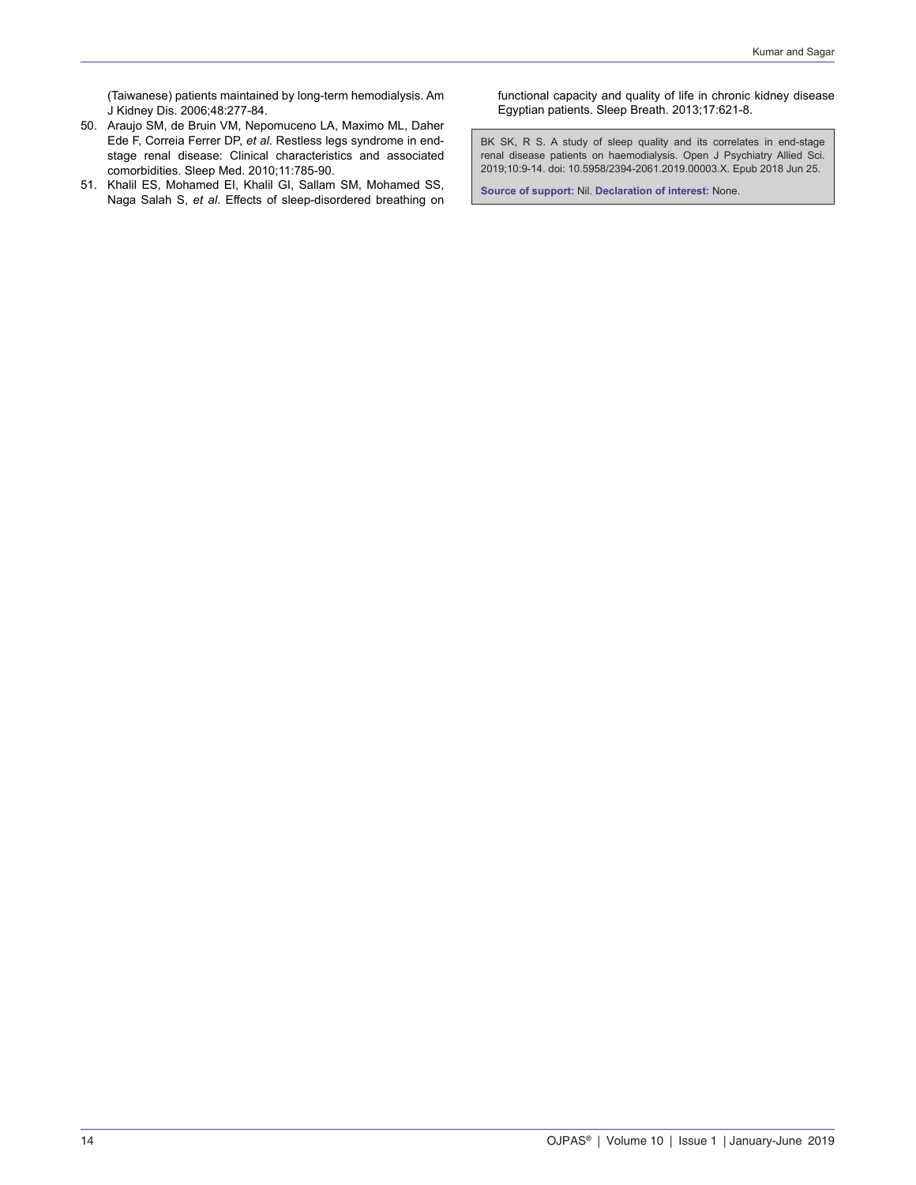(Taiwanese) patients maintained by long-term hemodialysis. Am J Kidney Dis. 2006;48:277-84.

50. Araujo SM, de Bruin VM, Nepomuceno LA, Maximo ML, Daher Ede F, Correia Ferrer DP, *et al*. Restless legs syndrome in end-stage renal disease: Clinical characteristics and associated comorbidities. Sleep Med. 2010;11:785-90.
51. Khalil ES, Mohamed EI, Khalil GI, Sallam SM, Mohamed SS, Naga Salah S, *et al*. Effects of sleep-disordered breathing on functional capacity and quality of life in chronic kidney disease Egyptian patients. Sleep Breath. 2013;17:621-8.

BK SK, R S. A study of sleep quality and its correlates in end-stage renal disease patients on haemodialysis. Open J Psychiatry Allied Sci. 2019;10:9-14. doi: 10.5958/2394-2061.2019.00003.X. Epub 2018 Jun 25.

**Source of support:** Nil. **Declaration of interest:** None.